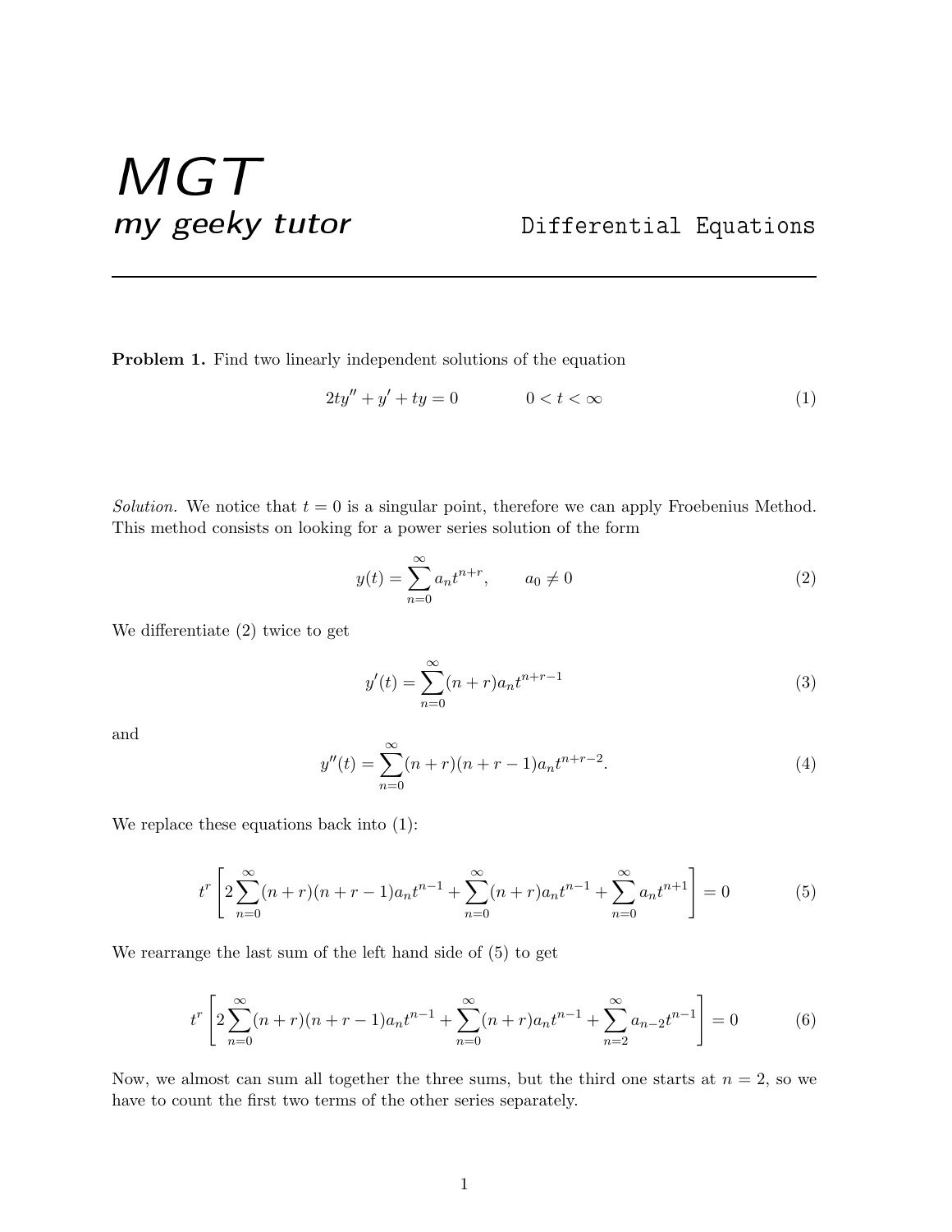# MGT

*my geeky tutor* Differential Equations

---

**Problem 1.** Find two linearly independent solutions of the equation

$$2ty'' + y' + ty = 0 \qquad\qquad 0 < t < \infty \tag{1}$$

*Solution.* We notice that $t = 0$ is a singular point, therefore we can apply Frobenius Method. This method consists on looking for a power series solution of the form

$$y(t) = \sum_{n=0}^{\infty} a_n t^{n+r}, \qquad a_0 \neq 0 \tag{2}$$

We differentiate (2) twice to get

$$y'(t) = \sum_{n=0}^{\infty} (n+r) a_n t^{n+r-1} \tag{3}$$

and

$$y''(t) = \sum_{n=0}^{\infty} (n+r)(n+r-1) a_n t^{n+r-2}. \tag{4}$$

We replace these equations back into (1):

$$t^r \left[ 2\sum_{n=0}^{\infty} (n+r)(n+r-1) a_n t^{n-1} + \sum_{n=0}^{\infty} (n+r) a_n t^{n-1} + \sum_{n=0}^{\infty} a_n t^{n+1} \right] = 0 \tag{5}$$

We rearrange the last sum of the left hand side of (5) to get

$$t^r \left[ 2\sum_{n=0}^{\infty} (n+r)(n+r-1) a_n t^{n-1} + \sum_{n=0}^{\infty} (n+r) a_n t^{n-1} + \sum_{n=2}^{\infty} a_{n-2} t^{n-1} \right] = 0 \tag{6}$$

Now, we almost can sum all together the three sums, but the third one starts at $n = 2$, so we have to count the first two terms of the other series separately.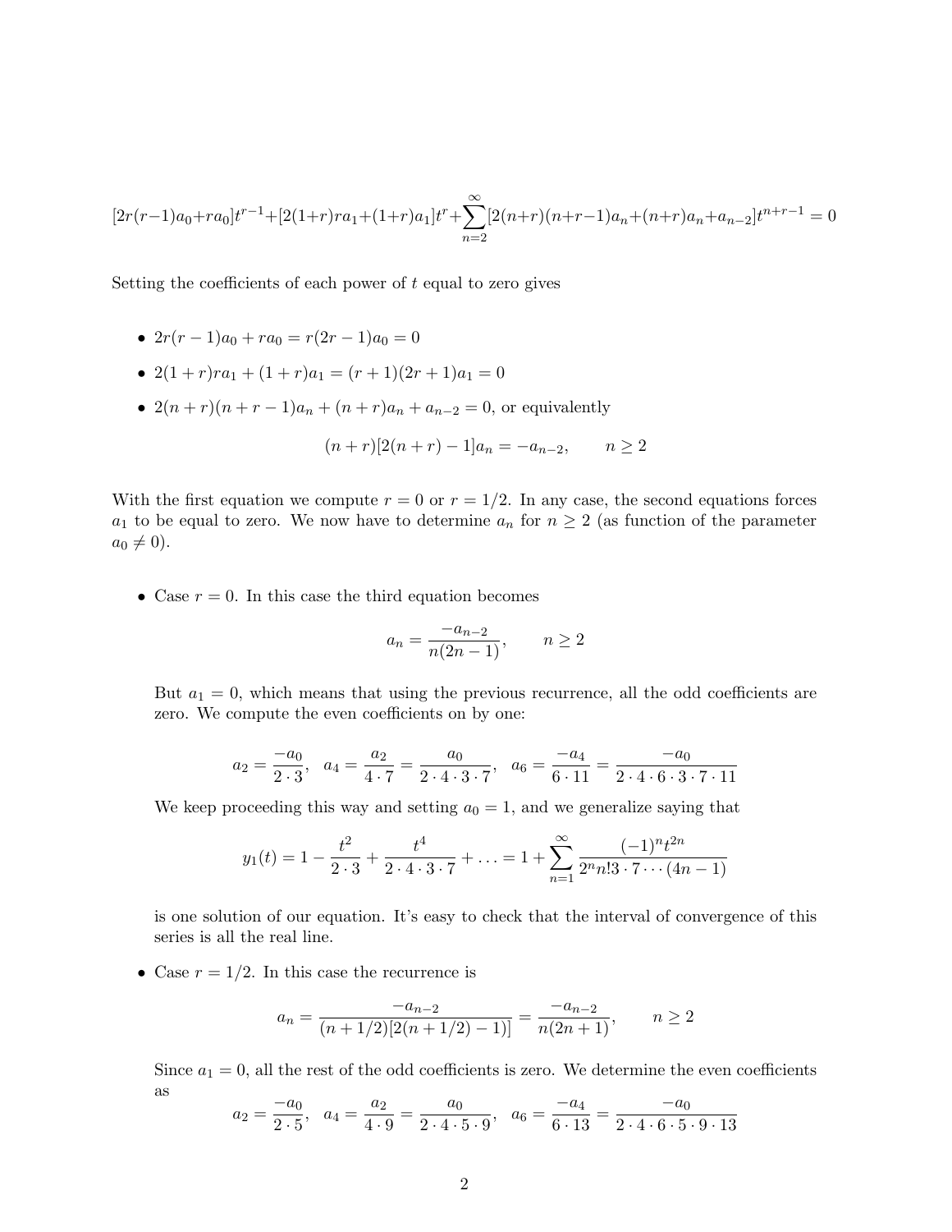$$[2r(r-1)a_0+ra_0]t^{r-1}+[2(1+r)ra_1+(1+r)a_1]t^r+\sum_{n=2}^{\infty}[2(n+r)(n+r-1)a_n+(n+r)a_n+a_{n-2}]t^{n+r-1}=0$$

Setting the coefficients of each power of $t$ equal to zero gives

- $2r(r-1)a_0 + ra_0 = r(2r-1)a_0 = 0$
- $2(1+r)ra_1 + (1+r)a_1 = (r+1)(2r+1)a_1 = 0$
- $2(n+r)(n+r-1)a_n + (n+r)a_n + a_{n-2} = 0$, or equivalently

$$(n+r)[2(n+r)-1]a_n = -a_{n-2}, \qquad n \geq 2$$

With the first equation we compute $r = 0$ or $r = 1/2$. In any case, the second equations forces $a_1$ to be equal to zero. We now have to determine $a_n$ for $n \geq 2$ (as function of the parameter $a_0 \neq 0$).

- Case $r = 0$. In this case the third equation becomes

$$a_n = \frac{-a_{n-2}}{n(2n-1)}, \qquad n \geq 2$$

But $a_1 = 0$, which means that using the previous recurrence, all the odd coefficients are zero. We compute the even coefficients on by one:

$$a_2 = \frac{-a_0}{2 \cdot 3}, \quad a_4 = \frac{a_2}{4 \cdot 7} = \frac{a_0}{2 \cdot 4 \cdot 3 \cdot 7}, \quad a_6 = \frac{-a_4}{6 \cdot 11} = \frac{-a_0}{2 \cdot 4 \cdot 6 \cdot 3 \cdot 7 \cdot 11}$$

We keep proceeding this way and setting $a_0 = 1$, and we generalize saying that

$$y_1(t) = 1 - \frac{t^2}{2 \cdot 3} + \frac{t^4}{2 \cdot 4 \cdot 3 \cdot 7} + \ldots = 1 + \sum_{n=1}^{\infty} \frac{(-1)^n t^{2n}}{2^n n! 3 \cdot 7 \cdots (4n-1)}$$

is one solution of our equation. It's easy to check that the interval of convergence of this series is all the real line.

- Case $r = 1/2$. In this case the recurrence is

$$a_n = \frac{-a_{n-2}}{(n+1/2)[2(n+1/2)-1)]} = \frac{-a_{n-2}}{n(2n+1)}, \qquad n \geq 2$$

Since $a_1 = 0$, all the rest of the odd coefficients is zero. We determine the even coefficients as

$$a_2 = \frac{-a_0}{2 \cdot 5}, \quad a_4 = \frac{a_2}{4 \cdot 9} = \frac{a_0}{2 \cdot 4 \cdot 5 \cdot 9}, \quad a_6 = \frac{-a_4}{6 \cdot 13} = \frac{-a_0}{2 \cdot 4 \cdot 6 \cdot 5 \cdot 9 \cdot 13}$$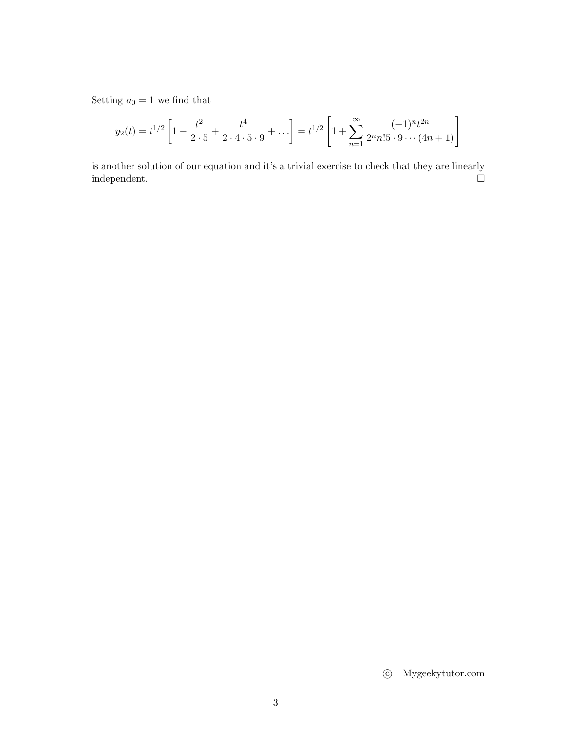Setting $a_0 = 1$ we find that

$$y_2(t) = t^{1/2}\left[1 - \frac{t^2}{2\cdot 5} + \frac{t^4}{2\cdot 4\cdot 5\cdot 9} + \dots\right] = t^{1/2}\left[1 + \sum_{n=1}^{\infty} \frac{(-1)^n t^{2n}}{2^n n! 5\cdot 9\cdots(4n+1)}\right]$$

is another solution of our equation and it's a trivial exercise to check that they are linearly independent. □

© Mygeekytutor.com